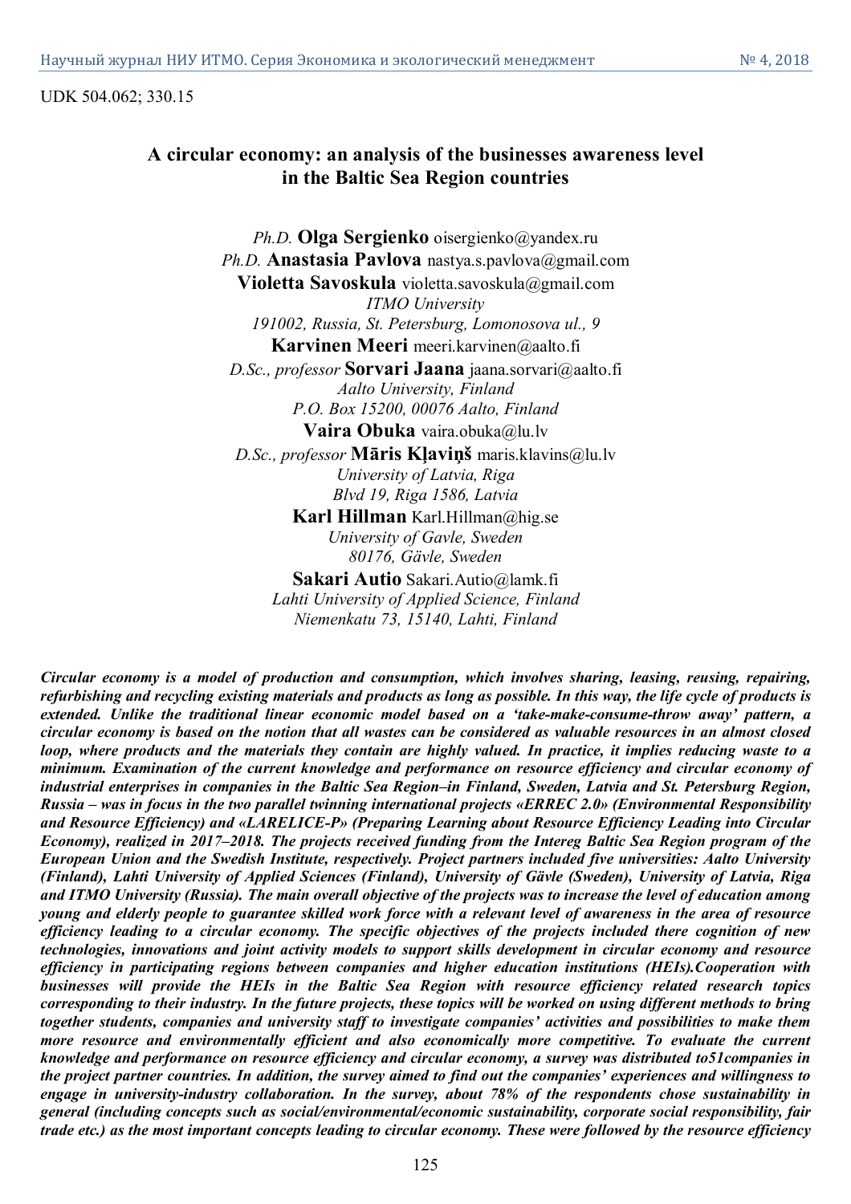UDK 504.062; 330.15

# A circular economy: an analysis of the businesses awareness level in the Baltic Sea Region countries

*Ph.D.* **Olga Sergienko** oisergienko@yandex.ru
*Ph.D.* **Anastasia Pavlova** nastya.s.pavlova@gmail.com
**Violetta Savoskula** violetta.savoskula@gmail.com
*ITMO University*
*191002, Russia, St. Petersburg, Lomonosova ul., 9*
**Karvinen Meeri** meeri.karvinen@aalto.fi
*D.Sc., professor* **Sorvari Jaana** jaana.sorvari@aalto.fi
*Aalto University, Finland*
*P.O. Box 15200, 00076 Aalto, Finland*
**Vaira Obuka** vaira.obuka@lu.lv
*D.Sc., professor* **Māris Kļaviņš** maris.klavins@lu.lv
*University of Latvia, Riga*
*Blvd 19, Riga 1586, Latvia*
**Karl Hillman** Karl.Hillman@hig.se
*University of Gavle, Sweden*
*80176, Gävle, Sweden*
**Sakari Autio** Sakari.Autio@lamk.fi
*Lahti University of Applied Science, Finland*
*Niemenkatu 73, 15140, Lahti, Finland*

***Circular economy is a model of production and consumption, which involves sharing, leasing, reusing, repairing, refurbishing and recycling existing materials and products as long as possible. In this way, the life cycle of products is extended. Unlike the traditional linear economic model based on a 'take-make-consume-throw away' pattern, a circular economy is based on the notion that all wastes can be considered as valuable resources in an almost closed loop, where products and the materials they contain are highly valued. In practice, it implies reducing waste to a minimum. Examination of the current knowledge and performance on resource efficiency and circular economy of industrial enterprises in companies in the Baltic Sea Region–in Finland, Sweden, Latvia and St. Petersburg Region, Russia – was in focus in the two parallel twinning international projects «ERREC 2.0» (Environmental Responsibility and Resource Efficiency) and «LARELICE-P» (Preparing Learning about Resource Efficiency Leading into Circular Economy), realized in 2017–2018. The projects received funding from the Intereg Baltic Sea Region program of the European Union and the Swedish Institute, respectively. Project partners included five universities: Aalto University (Finland), Lahti University of Applied Sciences (Finland), University of Gävle (Sweden), University of Latvia, Riga and ITMO University (Russia). The main overall objective of the projects was to increase the level of education among young and elderly people to guarantee skilled work force with a relevant level of awareness in the area of resource efficiency leading to a circular economy. The specific objectives of the projects included there cognition of new technologies, innovations and joint activity models to support skills development in circular economy and resource efficiency in participating regions between companies and higher education institutions (HEIs).Cooperation with businesses will provide the HEIs in the Baltic Sea Region with resource efficiency related research topics corresponding to their industry. In the future projects, these topics will be worked on using different methods to bring together students, companies and university staff to investigate companies' activities and possibilities to make them more resource and environmentally efficient and also economically more competitive. To evaluate the current knowledge and performance on resource efficiency and circular economy, a survey was distributed to51companies in the project partner countries. In addition, the survey aimed to find out the companies' experiences and willingness to engage in university-industry collaboration. In the survey, about 78% of the respondents chose sustainability in general (including concepts such as social/environmental/economic sustainability, corporate social responsibility, fair trade etc.) as the most important concepts leading to circular economy. These were followed by the resource efficiency***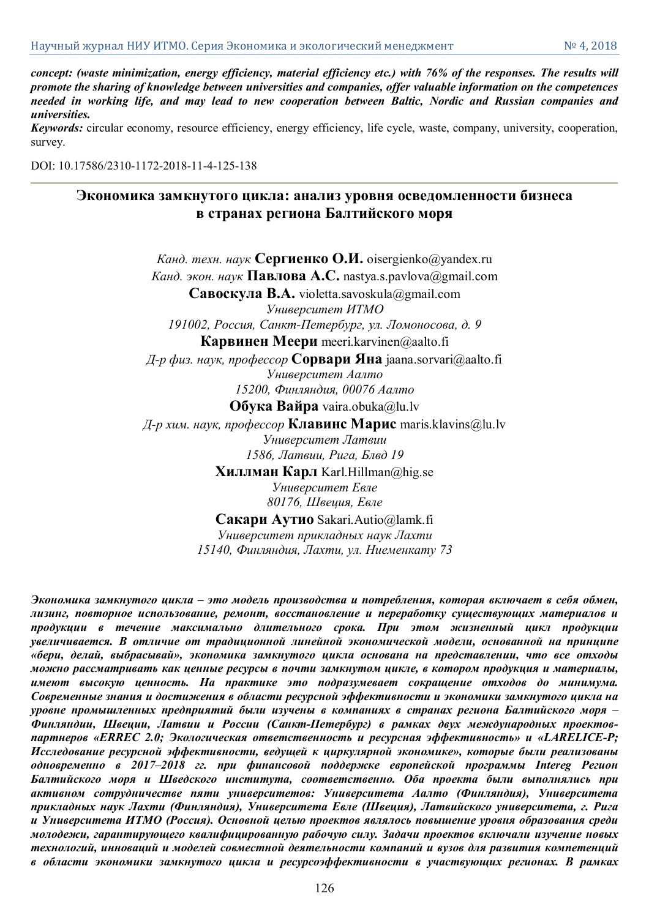***concept: (waste minimization, energy efficiency, material efficiency etc.) with 76% of the responses. The results will promote the sharing of knowledge between universities and companies, offer valuable information on the competences needed in working life, and may lead to new cooperation between Baltic, Nordic and Russian companies and universities.***

***Keywords:*** circular economy, resource efficiency, energy efficiency, life cycle, waste, company, university, cooperation, survey.

DOI: 10.17586/2310-1172-2018-11-4-125-138

## Экономика замкнутого цикла: анализ уровня осведомленности бизнеса в странах региона Балтийского моря

*Канд. техн. наук* **Сергиенко О.И.** oisergienko@yandex.ru
*Канд. экон. наук* **Павлова А.С.** nastya.s.pavlova@gmail.com
**Савоскула В.А.** violetta.savoskula@gmail.com
*Университет ИТМО*
*191002, Россия, Санкт-Петербург, ул. Ломоносова, д. 9*

**Карвинен Меери** meeri.karvinen@aalto.fi
*Д-р физ. наук, профессор* **Сорвари Яна** jaana.sorvari@aalto.fi
*Университет Аалто*
*15200, Финляндия, 00076 Аалто*

**Обука Вайра** vaira.obuka@lu.lv
*Д-р хим. наук, профессор* **Клавинс Марис** maris.klavins@lu.lv
*Университет Латвии*
*1586, Латвии, Рига, Блвд 19*

**Хиллман Карл** Karl.Hillman@hig.se
*Университет Евле*
*80176, Швеция, Евле*

**Сакари Аутио** Sakari.Autio@lamk.fi
*Университет прикладных наук Лахти*
*15140, Финляндия, Лахти, ул. Ниеменкату 73*

***Экономика замкнутого цикла – это модель производства и потребления, которая включает в себя обмен, лизинг, повторное использование, ремонт, восстановление и переработку существующих материалов и продукции в течение максимально длительного срока. При этом жизненный цикл продукции увеличивается. В отличие от традиционной линейной экономической модели, основанной на принципе «бери, делай, выбрасывай», экономика замкнутого цикла основана на представлении, что все отходы можно рассматривать как ценные ресурсы в почти замкнутом цикле, в котором продукция и материалы, имеют высокую ценность. На практике это подразумевает сокращение отходов до минимума. Современные знания и достижения в области ресурсной эффективности и экономики замкнутого цикла на уровне промышленных предприятий были изучены в компаниях в странах региона Балтийского моря – Финляндии, Швеции, Латвии и России (Санкт-Петербург) в рамках двух международных проектов-партнеров «ERREC 2.0; Экологическая ответственность и ресурсная эффективность» и «LARELICE-P; Исследование ресурсной эффективности, ведущей к циркулярной экономике», которые были реализованы одновременно в 2017–2018 гг. при финансовой поддержке европейской программы Intereg Регион Балтийского моря и Шведского института, соответственно. Оба проекта были выполнялись при активном сотрудничестве пяти университетов: Университета Аалто (Финляндия), Университета прикладных наук Лахти (Финляндия), Университета Евле (Швеция), Латвийского университета, г. Рига и Университета ИТМО (Россия). Основной целью проектов являлось повышение уровня образования среди молодежи, гарантирующего квалифицированную рабочую силу. Задачи проектов включали изучение новых технологий, инноваций и моделей совместной деятельности компаний и вузов для развития компетенций в области экономики замкнутого цикла и ресурсоэффективности в участвующих регионах. В рамках***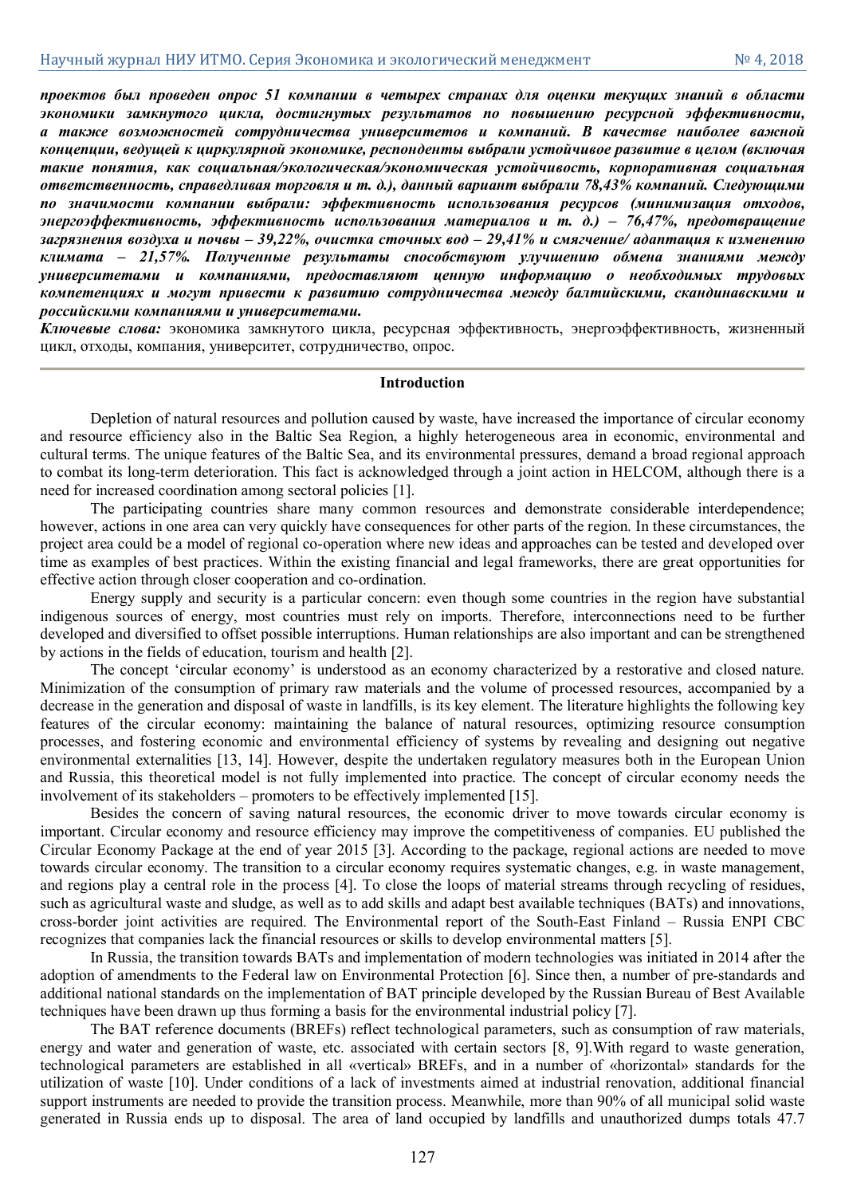***проектов был проведен опрос 51 компании в четырех странах для оценки текущих знаний в области экономики замкнутого цикла, достигнутых результатов по повышению ресурсной эффективности, а также возможностей сотрудничества университетов и компаний. В качестве наиболее важной концепции, ведущей к циркулярной экономике, респонденты выбрали устойчивое развитие в целом (включая такие понятия, как социальная/экологическая/экономическая устойчивость, корпоративная социальная ответственность, справедливая торговля и т. д.), данный вариант выбрали 78,43% компаний. Следующими по значимости компании выбрали: эффективность использования ресурсов (минимизация отходов, энергоэффективность, эффективность использования материалов и т. д.) – 76,47%, предотвращение загрязнения воздуха и почвы – 39,22%, очистка сточных вод – 29,41% и смягчение/ адаптация к изменению климата – 21,57%. Полученные результаты способствуют улучшению обмена знаниями между университетами и компаниями, предоставляют ценную информацию о необходимых трудовых компетенциях и могут привести к развитию сотрудничества между балтийскими, скандинавскими и российскими компаниями и университетами.***

***Ключевые слова:*** экономика замкнутого цикла, ресурсная эффективность, энергоэффективность, жизненный цикл, отходы, компания, университет, сотрудничество, опрос.

## Introduction

Depletion of natural resources and pollution caused by waste, have increased the importance of circular economy and resource efficiency also in the Baltic Sea Region, a highly heterogeneous area in economic, environmental and cultural terms. The unique features of the Baltic Sea, and its environmental pressures, demand a broad regional approach to combat its long-term deterioration. This fact is acknowledged through a joint action in HELCOM, although there is a need for increased coordination among sectoral policies [1].

The participating countries share many common resources and demonstrate considerable interdependence; however, actions in one area can very quickly have consequences for other parts of the region. In these circumstances, the project area could be a model of regional co-operation where new ideas and approaches can be tested and developed over time as examples of best practices. Within the existing financial and legal frameworks, there are great opportunities for effective action through closer cooperation and co-ordination.

Energy supply and security is a particular concern: even though some countries in the region have substantial indigenous sources of energy, most countries must rely on imports. Therefore, interconnections need to be further developed and diversified to offset possible interruptions. Human relationships are also important and can be strengthened by actions in the fields of education, tourism and health [2].

The concept 'circular economy' is understood as an economy characterized by a restorative and closed nature. Minimization of the consumption of primary raw materials and the volume of processed resources, accompanied by a decrease in the generation and disposal of waste in landfills, is its key element. The literature highlights the following key features of the circular economy: maintaining the balance of natural resources, optimizing resource consumption processes, and fostering economic and environmental efficiency of systems by revealing and designing out negative environmental externalities [13, 14]. However, despite the undertaken regulatory measures both in the European Union and Russia, this theoretical model is not fully implemented into practice. The concept of circular economy needs the involvement of its stakeholders – promoters to be effectively implemented [15].

Besides the concern of saving natural resources, the economic driver to move towards circular economy is important. Circular economy and resource efficiency may improve the competitiveness of companies. EU published the Circular Economy Package at the end of year 2015 [3]. According to the package, regional actions are needed to move towards circular economy. The transition to a circular economy requires systematic changes, e.g. in waste management, and regions play a central role in the process [4]. To close the loops of material streams through recycling of residues, such as agricultural waste and sludge, as well as to add skills and adapt best available techniques (BATs) and innovations, cross-border joint activities are required. The Environmental report of the South-East Finland – Russia ENPI CBC recognizes that companies lack the financial resources or skills to develop environmental matters [5].

In Russia, the transition towards BATs and implementation of modern technologies was initiated in 2014 after the adoption of amendments to the Federal law on Environmental Protection [6]. Since then, a number of pre-standards and additional national standards on the implementation of BAT principle developed by the Russian Bureau of Best Available techniques have been drawn up thus forming a basis for the environmental industrial policy [7].

The BAT reference documents (BREFs) reflect technological parameters, such as consumption of raw materials, energy and water and generation of waste, etc. associated with certain sectors [8, 9].With regard to waste generation, technological parameters are established in all «vertical» BREFs, and in a number of «horizontal» standards for the utilization of waste [10]. Under conditions of a lack of investments aimed at industrial renovation, additional financial support instruments are needed to provide the transition process. Meanwhile, more than 90% of all municipal solid waste generated in Russia ends up to disposal. The area of land occupied by landfills and unauthorized dumps totals 47.7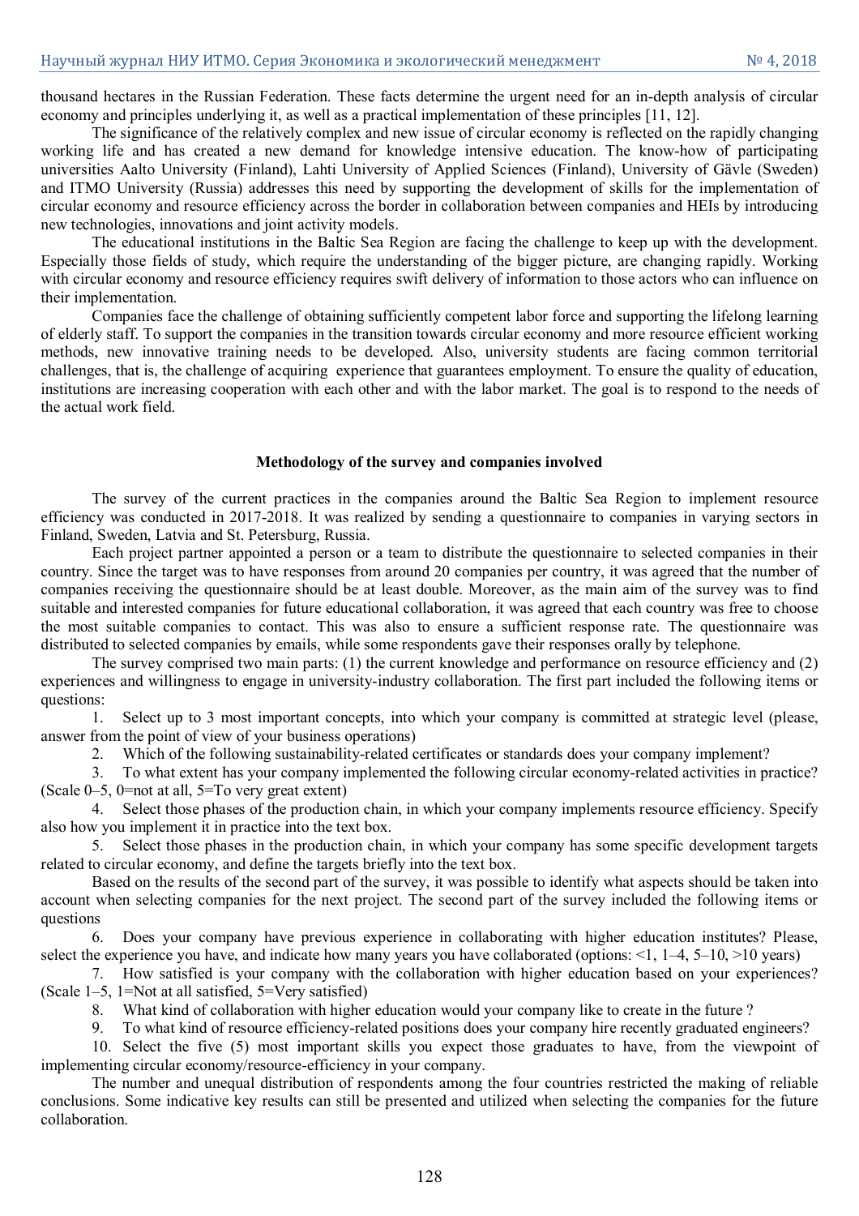thousand hectares in the Russian Federation. These facts determine the urgent need for an in-depth analysis of circular economy and principles underlying it, as well as a practical implementation of these principles [11, 12].

The significance of the relatively complex and new issue of circular economy is reflected on the rapidly changing working life and has created a new demand for knowledge intensive education. The know-how of participating universities Aalto University (Finland), Lahti University of Applied Sciences (Finland), University of Gävle (Sweden) and ITMO University (Russia) addresses this need by supporting the development of skills for the implementation of circular economy and resource efficiency across the border in collaboration between companies and HEIs by introducing new technologies, innovations and joint activity models.

The educational institutions in the Baltic Sea Region are facing the challenge to keep up with the development. Especially those fields of study, which require the understanding of the bigger picture, are changing rapidly. Working with circular economy and resource efficiency requires swift delivery of information to those actors who can influence on their implementation.

Companies face the challenge of obtaining sufficiently competent labor force and supporting the lifelong learning of elderly staff. To support the companies in the transition towards circular economy and more resource efficient working methods, new innovative training needs to be developed. Also, university students are facing common territorial challenges, that is, the challenge of acquiring experience that guarantees employment. To ensure the quality of education, institutions are increasing cooperation with each other and with the labor market. The goal is to respond to the needs of the actual work field.

## Methodology of the survey and companies involved

The survey of the current practices in the companies around the Baltic Sea Region to implement resource efficiency was conducted in 2017-2018. It was realized by sending a questionnaire to companies in varying sectors in Finland, Sweden, Latvia and St. Petersburg, Russia.

Each project partner appointed a person or a team to distribute the questionnaire to selected companies in their country. Since the target was to have responses from around 20 companies per country, it was agreed that the number of companies receiving the questionnaire should be at least double. Moreover, as the main aim of the survey was to find suitable and interested companies for future educational collaboration, it was agreed that each country was free to choose the most suitable companies to contact. This was also to ensure a sufficient response rate. The questionnaire was distributed to selected companies by emails, while some respondents gave their responses orally by telephone.

The survey comprised two main parts: (1) the current knowledge and performance on resource efficiency and (2) experiences and willingness to engage in university-industry collaboration. The first part included the following items or questions:

1. Select up to 3 most important concepts, into which your company is committed at strategic level (please, answer from the point of view of your business operations)
2. Which of the following sustainability-related certificates or standards does your company implement?
3. To what extent has your company implemented the following circular economy-related activities in practice? (Scale 0–5, 0=not at all, 5=To very great extent)
4. Select those phases of the production chain, in which your company implements resource efficiency. Specify also how you implement it in practice into the text box.
5. Select those phases in the production chain, in which your company has some specific development targets related to circular economy, and define the targets briefly into the text box.

Based on the results of the second part of the survey, it was possible to identify what aspects should be taken into account when selecting companies for the next project. The second part of the survey included the following items or questions

6. Does your company have previous experience in collaborating with higher education institutes? Please, select the experience you have, and indicate how many years you have collaborated (options: <1, 1–4, 5–10, >10 years)
7. How satisfied is your company with the collaboration with higher education based on your experiences? (Scale 1–5, 1=Not at all satisfied, 5=Very satisfied)
8. What kind of collaboration with higher education would your company like to create in the future ?
9. To what kind of resource efficiency-related positions does your company hire recently graduated engineers?
10. Select the five (5) most important skills you expect those graduates to have, from the viewpoint of implementing circular economy/resource-efficiency in your company.

The number and unequal distribution of respondents among the four countries restricted the making of reliable conclusions. Some indicative key results can still be presented and utilized when selecting the companies for the future collaboration.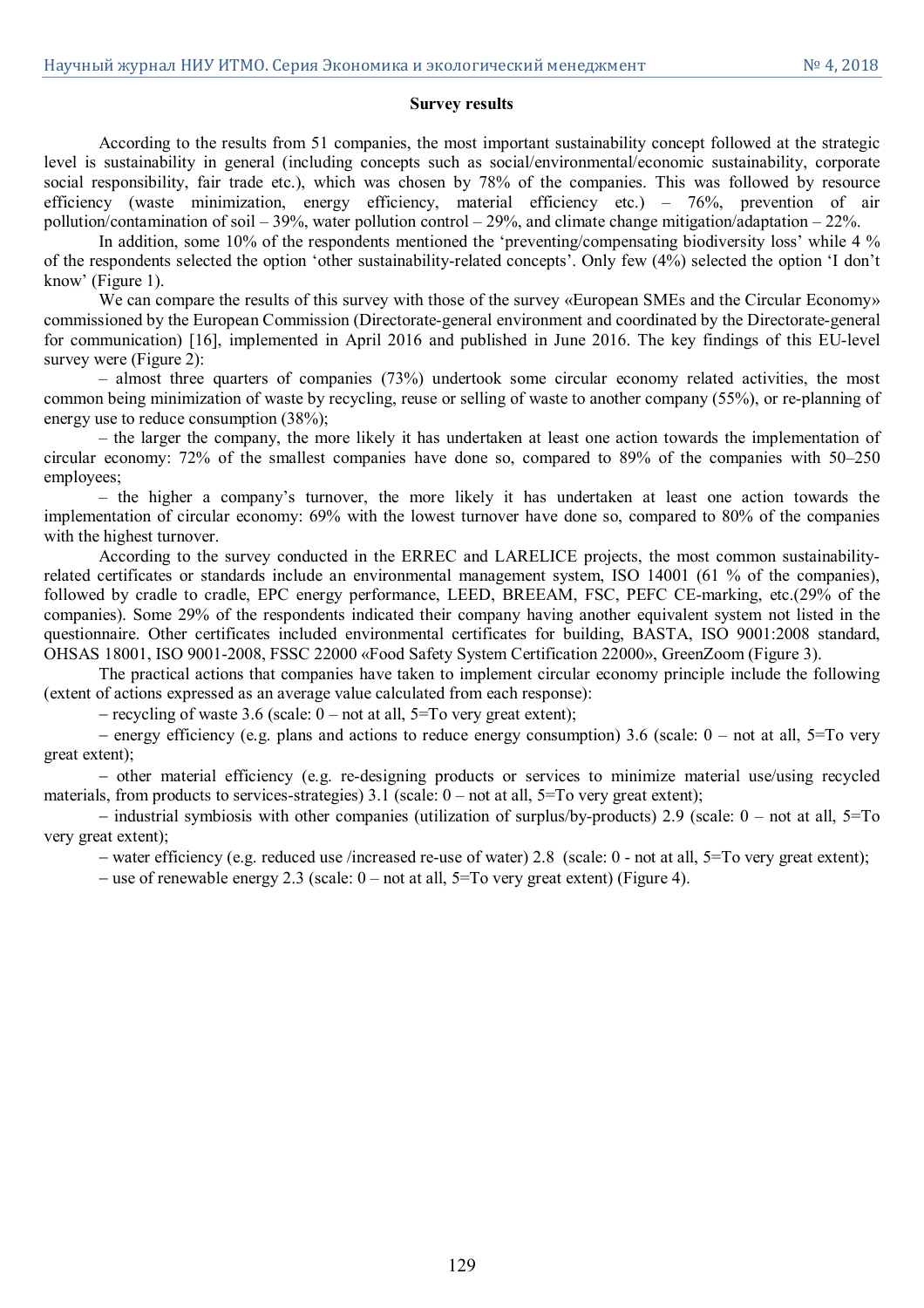**Survey results**

According to the results from 51 companies, the most important sustainability concept followed at the strategic level is sustainability in general (including concepts such as social/environmental/economic sustainability, corporate social responsibility, fair trade etc.), which was chosen by 78% of the companies. This was followed by resource efficiency (waste minimization, energy efficiency, material efficiency etc.) – 76%, prevention of air pollution/contamination of soil – 39%, water pollution control – 29%, and climate change mitigation/adaptation – 22%.

In addition, some 10% of the respondents mentioned the 'preventing/compensating biodiversity loss' while 4 % of the respondents selected the option 'other sustainability-related concepts'. Only few (4%) selected the option 'I don't know' (Figure 1).

We can compare the results of this survey with those of the survey «European SMEs and the Circular Economy» commissioned by the European Commission (Directorate-general environment and coordinated by the Directorate-general for communication) [16], implemented in April 2016 and published in June 2016. The key findings of this EU-level survey were (Figure 2):

– almost three quarters of companies (73%) undertook some circular economy related activities, the most common being minimization of waste by recycling, reuse or selling of waste to another company (55%), or re-planning of energy use to reduce consumption (38%);

– the larger the company, the more likely it has undertaken at least one action towards the implementation of circular economy: 72% of the smallest companies have done so, compared to 89% of the companies with 50–250 employees;

– the higher a company's turnover, the more likely it has undertaken at least one action towards the implementation of circular economy: 69% with the lowest turnover have done so, compared to 80% of the companies with the highest turnover.

According to the survey conducted in the ERREC and LARELICE projects, the most common sustainability-related certificates or standards include an environmental management system, ISO 14001 (61 % of the companies), followed by cradle to cradle, EPC energy performance, LEED, BREEAM, FSC, PEFC CE-marking, etc.(29% of the companies). Some 29% of the respondents indicated their company having another equivalent system not listed in the questionnaire. Other certificates included environmental certificates for building, BASTA, ISO 9001:2008 standard, OHSAS 18001, ISO 9001-2008, FSSC 22000 «Food Safety System Certification 22000», GreenZoom (Figure 3).

The practical actions that companies have taken to implement circular economy principle include the following (extent of actions expressed as an average value calculated from each response):

– recycling of waste 3.6 (scale: 0 – not at all, 5=To very great extent);

– energy efficiency (e.g. plans and actions to reduce energy consumption) 3.6 (scale: 0 – not at all, 5=To very great extent);

– other material efficiency (e.g. re-designing products or services to minimize material use/using recycled materials, from products to services-strategies) 3.1 (scale: 0 – not at all, 5=To very great extent);

– industrial symbiosis with other companies (utilization of surplus/by-products) 2.9 (scale: 0 – not at all, 5=To very great extent);

– water efficiency (e.g. reduced use /increased re-use of water) 2.8 (scale: 0 - not at all, 5=To very great extent);

– use of renewable energy 2.3 (scale: 0 – not at all, 5=To very great extent) (Figure 4).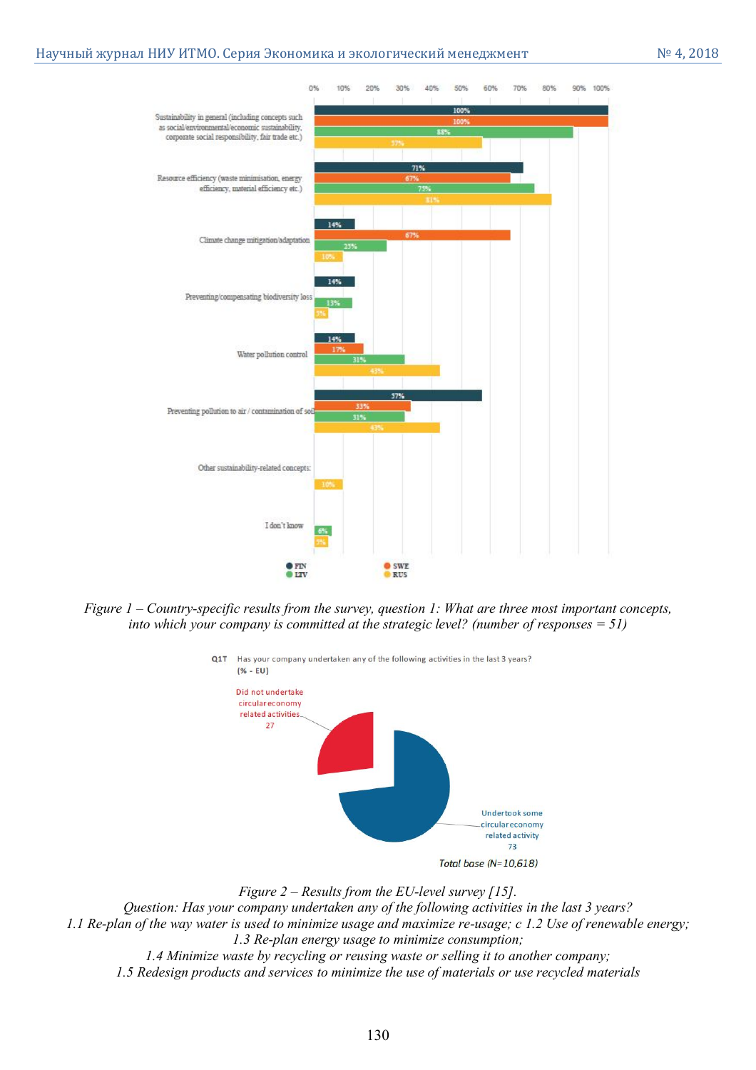*Figure 1 – Country-specific results from the survey, question 1: What are three most important concepts, into which your company is committed at the strategic level? (number of responses = 51)*

*Figure 2 – Results from the EU-level survey [15].*
*Question: Has your company undertaken any of the following activities in the last 3 years?*
*1.1 Re-plan of the way water is used to minimize usage and maximize re-usage; c 1.2 Use of renewable energy;*
*1.3 Re-plan energy usage to minimize consumption;*
*1.4 Minimize waste by recycling or reusing waste or selling it to another company;*
*1.5 Redesign products and services to minimize the use of materials or use recycled materials*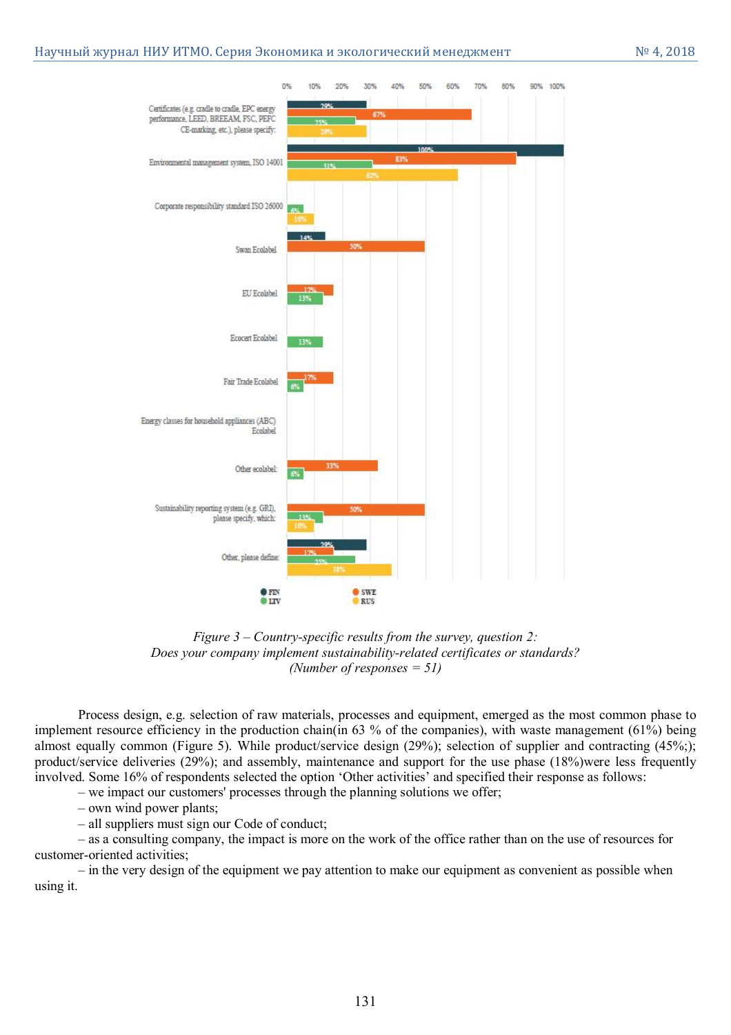*Figure 3 – Country-specific results from the survey, question 2:*
*Does your company implement sustainability-related certificates or standards?*
*(Number of responses = 51)*

Process design, e.g. selection of raw materials, processes and equipment, emerged as the most common phase to implement resource efficiency in the production chain(in 63 % of the companies), with waste management (61%) being almost equally common (Figure 5). While product/service design (29%); selection of supplier and contracting (45%;); product/service deliveries (29%); and assembly, maintenance and support for the use phase (18%)were less frequently involved. Some 16% of respondents selected the option 'Other activities' and specified their response as follows:

– we impact our customers' processes through the planning solutions we offer;

– own wind power plants;

– all suppliers must sign our Code of conduct;

– as a consulting company, the impact is more on the work of the office rather than on the use of resources for customer-oriented activities;

– in the very design of the equipment we pay attention to make our equipment as convenient as possible when using it.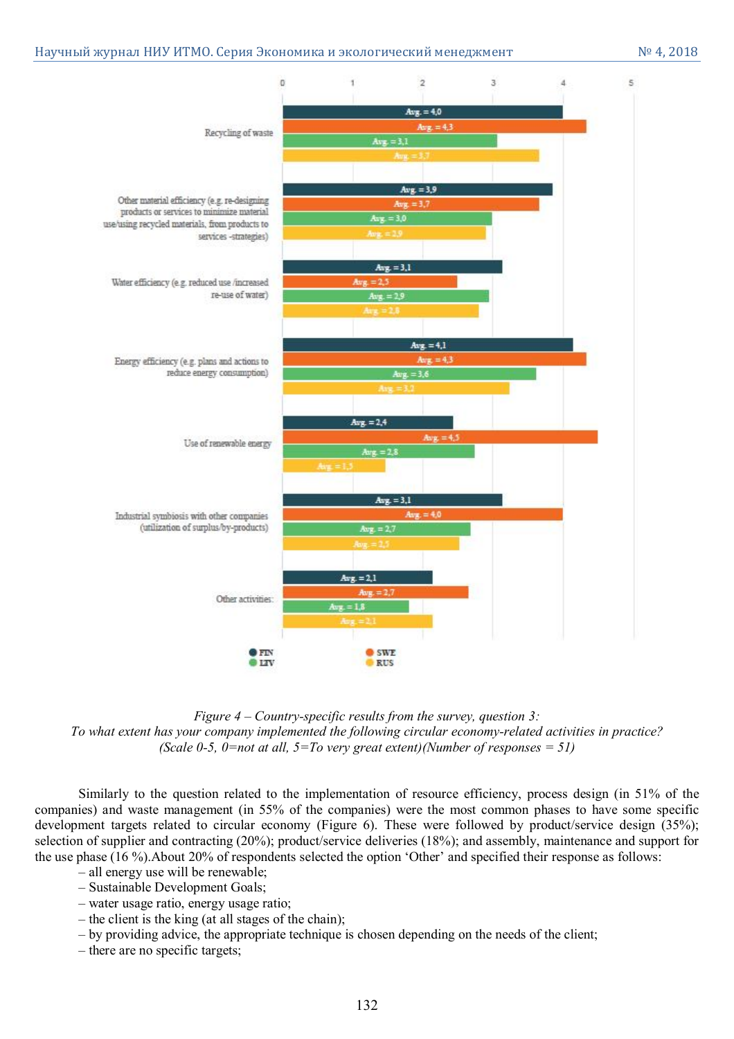*Figure 4 – Country-specific results from the survey, question 3:*
*To what extent has your company implemented the following circular economy-related activities in practice?*
*(Scale 0-5, 0=not at all, 5=To very great extent)(Number of responses = 51)*

Similarly to the question related to the implementation of resource efficiency, process design (in 51% of the companies) and waste management (in 55% of the companies) were the most common phases to have some specific development targets related to circular economy (Figure 6). These were followed by product/service design (35%); selection of supplier and contracting (20%); product/service deliveries (18%); and assembly, maintenance and support for the use phase (16 %).About 20% of respondents selected the option 'Other' and specified their response as follows:

– all energy use will be renewable;
– Sustainable Development Goals;
– water usage ratio, energy usage ratio;
– the client is the king (at all stages of the chain);
– by providing advice, the appropriate technique is chosen depending on the needs of the client;
– there are no specific targets;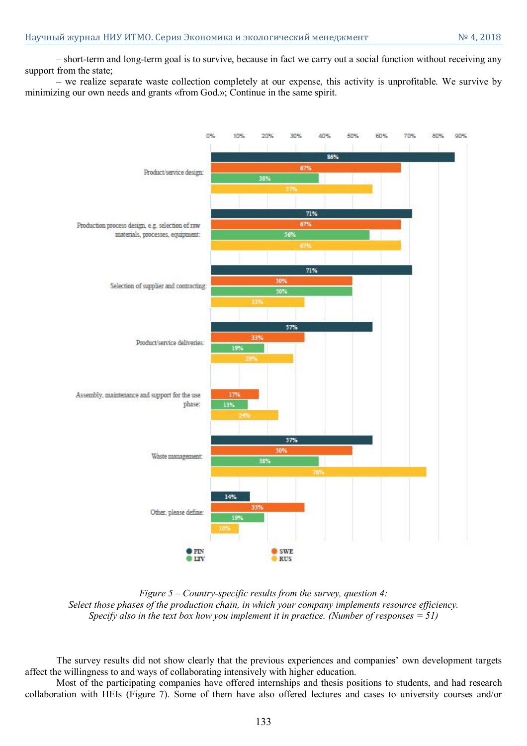– short-term and long-term goal is to survive, because in fact we carry out a social function without receiving any support from the state;

– we realize separate waste collection completely at our expense, this activity is unprofitable. We survive by minimizing our own needs and grants «from God.»; Continue in the same spirit.

| | FIN | SWE | LTV | RUS |
|---|---|---|---|---|
| Product/service design: | 86% | 67% | 38% | 57% |
| Production process design, e.g. selection of raw materials, processes, equipment: | 71% | 67% | 56% | 67% |
| Selection of supplier and contracting: | 71% | 50% | 50% | 33% |
| Product/service deliveries: | 57% | 33% | 19% | 29% |
| Assembly, maintenance and support for the use phase: | | 17% | 13% | 24% |
| Waste management: | 57% | 50% | 38% | 76% |
| Other, please define: | 14% | 33% | 19% | 10% |

*Figure 5 – Country-specific results from the survey, question 4:*
*Select those phases of the production chain, in which your company implements resource efficiency.*
*Specify also in the text box how you implement it in practice. (Number of responses = 51)*

The survey results did not show clearly that the previous experiences and companies' own development targets affect the willingness to and ways of collaborating intensively with higher education.

Most of the participating companies have offered internships and thesis positions to students, and had research collaboration with HEIs (Figure 7). Some of them have also offered lectures and cases to university courses and/or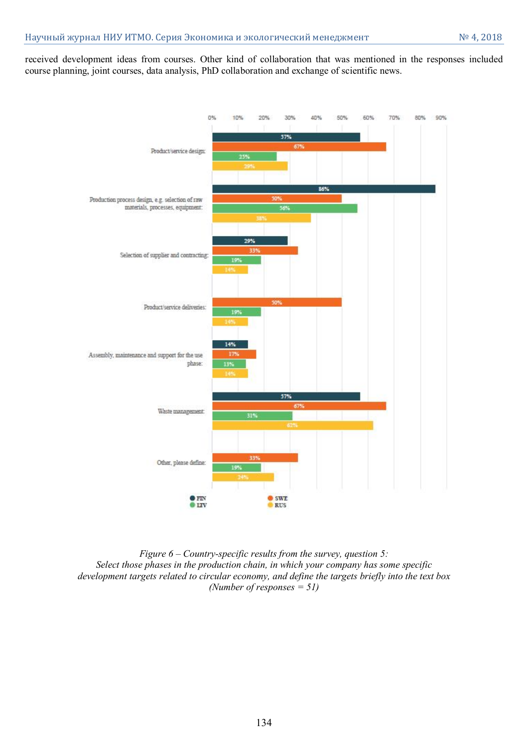received development ideas from courses. Other kind of collaboration that was mentioned in the responses included course planning, joint courses, data analysis, PhD collaboration and exchange of scientific news.

| Phase | FIN | SWE | LTV | RUS |
|---|---|---|---|---|
| Product/service design: | 57% | 67% | 25% | 29% |
| Production process design, e.g. selection of raw materials, processes, equipment: | 86% | 50% | 56% | 38% |
| Selection of supplier and contracting: | 29% | 33% | 19% | 14% |
| Product/service deliveries: | | 50% | 19% | 14% |
| Assembly, maintenance and support for the use phase: | 14% | 17% | 13% | 14% |
| Waste management: | 57% | 67% | 31% | 62% |
| Other, please define: | | 33% | 19% | 24% |

*Figure 6 – Country-specific results from the survey, question 5: Select those phases in the production chain, in which your company has some specific development targets related to circular economy, and define the targets briefly into the text box (Number of responses = 51)*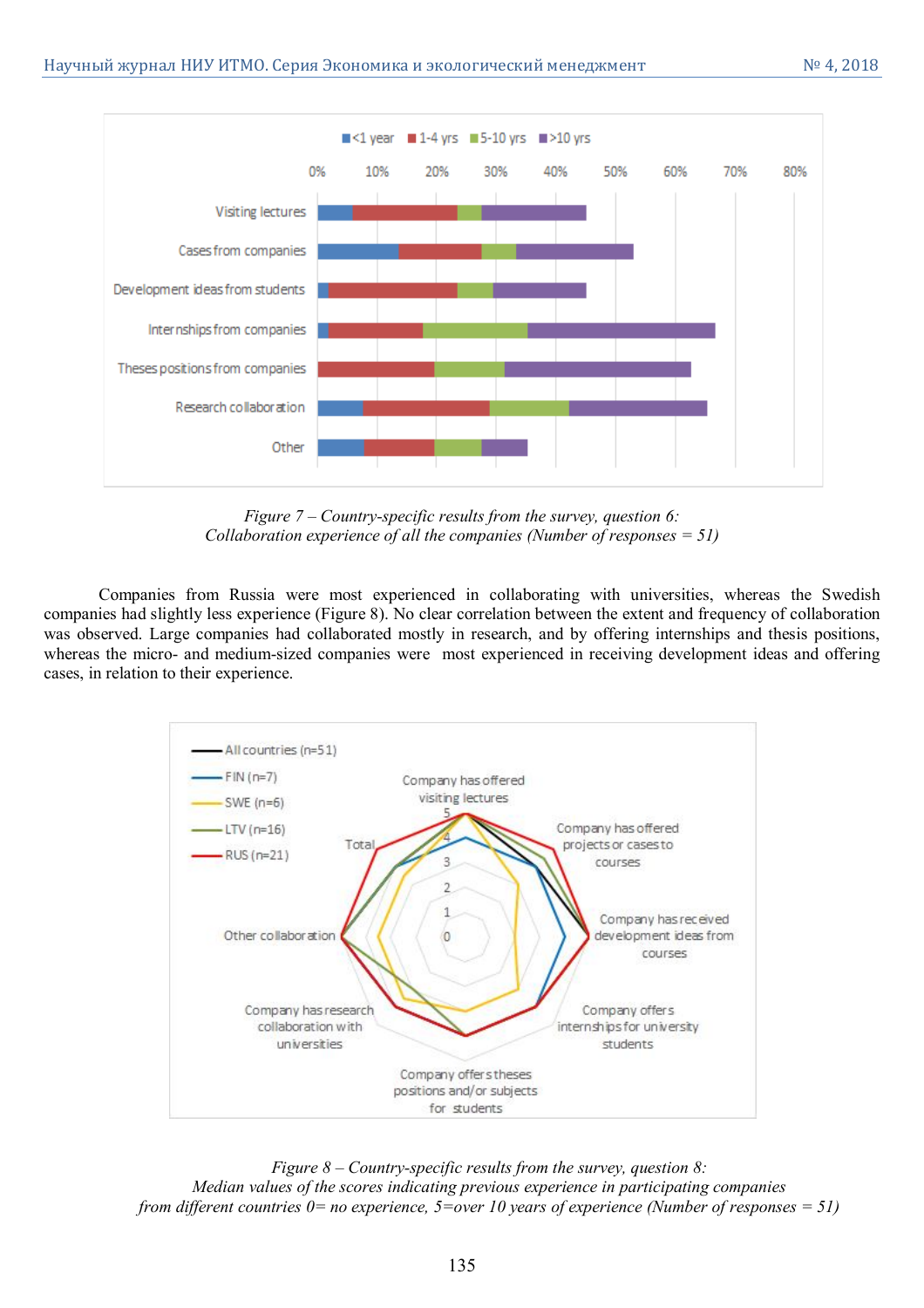Figure 7 – Country-specific results from the survey, question 6:
Collaboration experience of all the companies (Number of responses = 51)

Companies from Russia were most experienced in collaborating with universities, whereas the Swedish companies had slightly less experience (Figure 8). No clear correlation between the extent and frequency of collaboration was observed. Large companies had collaborated mostly in research, and by offering internships and thesis positions, whereas the micro- and medium-sized companies were most experienced in receiving development ideas and offering cases, in relation to their experience.

Figure 8 – Country-specific results from the survey, question 8:
Median values of the scores indicating previous experience in participating companies
from different countries 0= no experience, 5=over 10 years of experience (Number of responses = 51)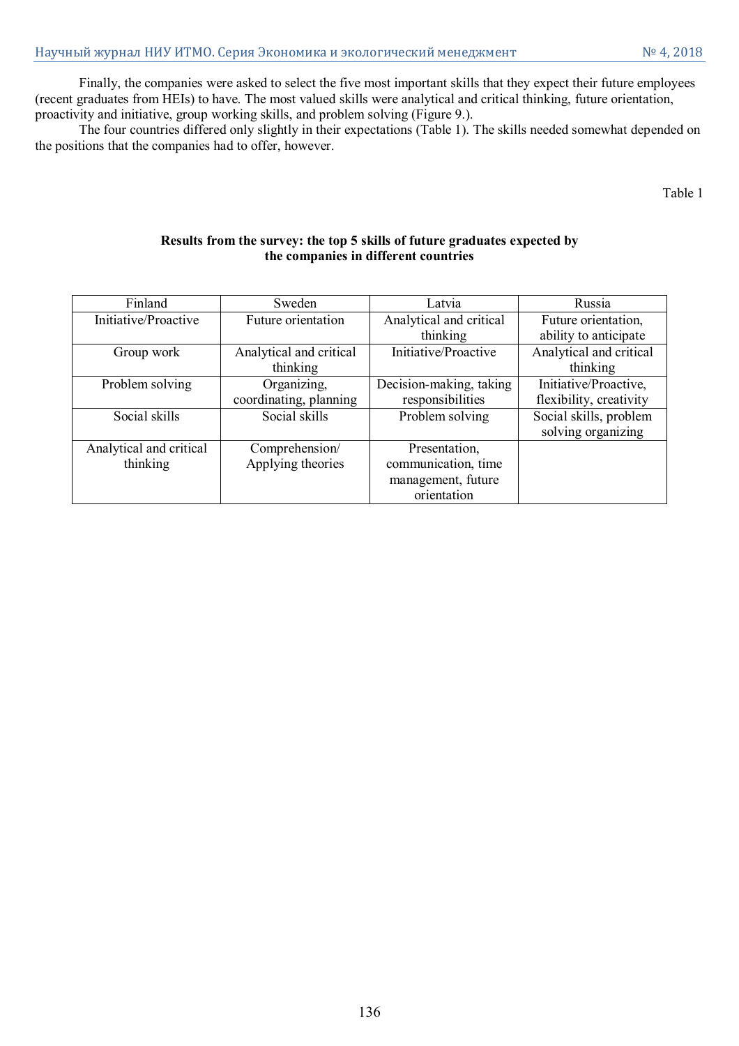Finally, the companies were asked to select the five most important skills that they expect their future employees (recent graduates from HEIs) to have. The most valued skills were analytical and critical thinking, future orientation, proactivity and initiative, group working skills, and problem solving (Figure 9.).

The four countries differed only slightly in their expectations (Table 1). The skills needed somewhat depended on the positions that the companies had to offer, however.

Table 1

**Results from the survey: the top 5 skills of future graduates expected by the companies in different countries**

| Finland | Sweden | Latvia | Russia |
|---|---|---|---|
| Initiative/Proactive | Future orientation | Analytical and critical thinking | Future orientation, ability to anticipate |
| Group work | Analytical and critical thinking | Initiative/Proactive | Analytical and critical thinking |
| Problem solving | Organizing, coordinating, planning | Decision-making, taking responsibilities | Initiative/Proactive, flexibility, creativity |
| Social skills | Social skills | Problem solving | Social skills, problem solving organizing |
| Analytical and critical thinking | Comprehension/ Applying theories | Presentation, communication, time management, future orientation | |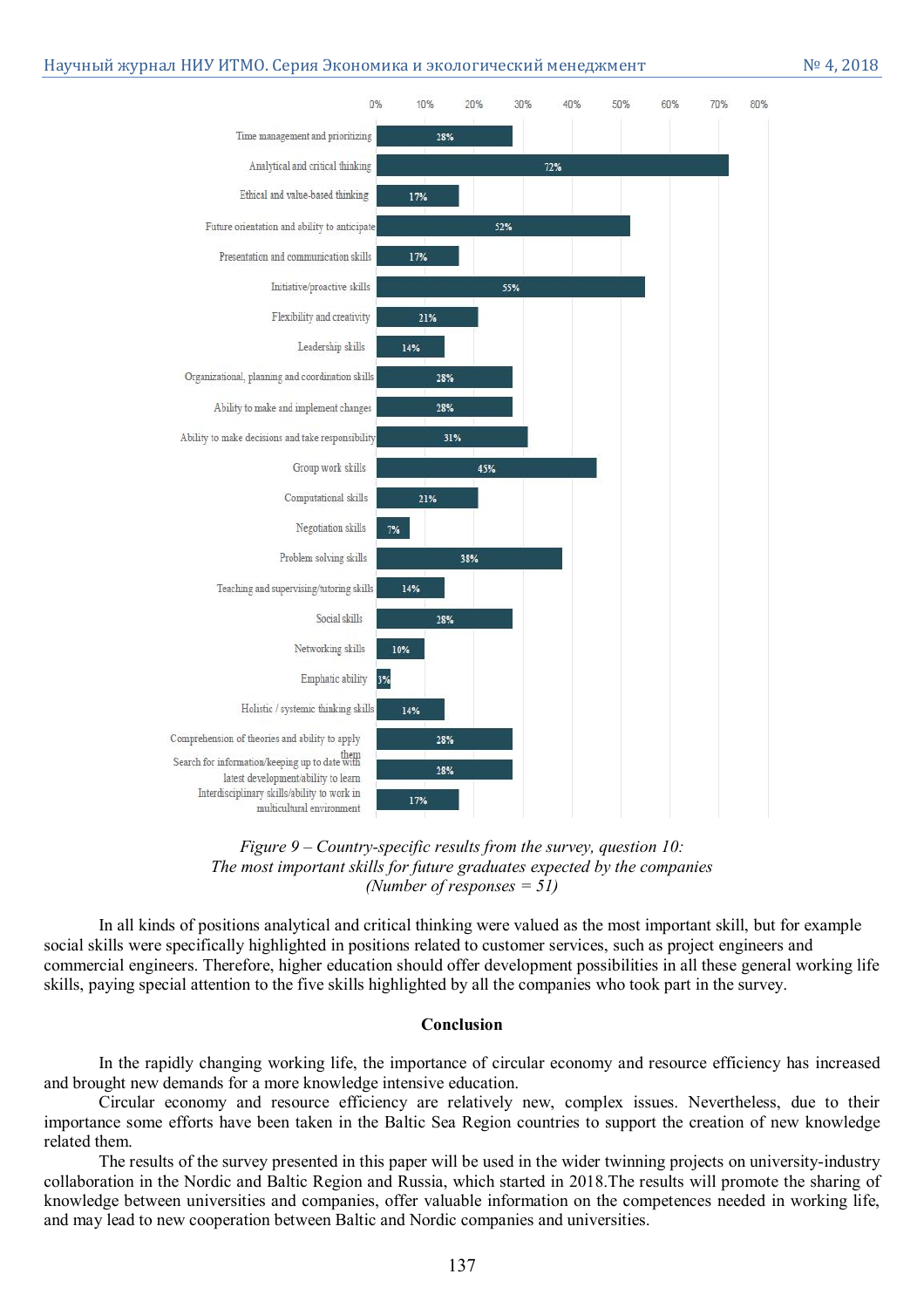| Skill | Share of responses |
| --- | --- |
| Time management and prioritizing | 28% |
| Analytical and critical thinking | 72% |
| Ethical and value-based thinking | 17% |
| Future orientation and ability to anticipate | 52% |
| Presentation and communication skills | 17% |
| Initiative/proactive skills | 55% |
| Flexibility and creativity | 21% |
| Leadership skills | 14% |
| Organizational, planning and coordination skills | 28% |
| Ability to make and implement changes | 28% |
| Ability to make decisions and take responsibility | 31% |
| Group work skills | 45% |
| Computational skills | 21% |
| Negotiation skills | 7% |
| Problem solving skills | 38% |
| Teaching and supervising/tutoring skills | 14% |
| Social skills | 28% |
| Networking skills | 10% |
| Emphatic ability | 3% |
| Holistic / systemic thinking skills | 14% |
| Comprehension of theories and ability to apply them | 28% |
| Search for information/keeping up to date with latest development/ability to learn | 28% |
| Interdisciplinary skills/ability to work in multicultural environment | 17% |

*Figure 9 – Country-specific results from the survey, question 10: The most important skills for future graduates expected by the companies (Number of responses = 51)*

In all kinds of positions analytical and critical thinking were valued as the most important skill, but for example social skills were specifically highlighted in positions related to customer services, such as project engineers and commercial engineers. Therefore, higher education should offer development possibilities in all these general working life skills, paying special attention to the five skills highlighted by all the companies who took part in the survey.

## Conclusion

In the rapidly changing working life, the importance of circular economy and resource efficiency has increased and brought new demands for a more knowledge intensive education.

Circular economy and resource efficiency are relatively new, complex issues. Nevertheless, due to their importance some efforts have been taken in the Baltic Sea Region countries to support the creation of new knowledge related them.

The results of the survey presented in this paper will be used in the wider twinning projects on university-industry collaboration in the Nordic and Baltic Region and Russia, which started in 2018.The results will promote the sharing of knowledge between universities and companies, offer valuable information on the competences needed in working life, and may lead to new cooperation between Baltic and Nordic companies and universities.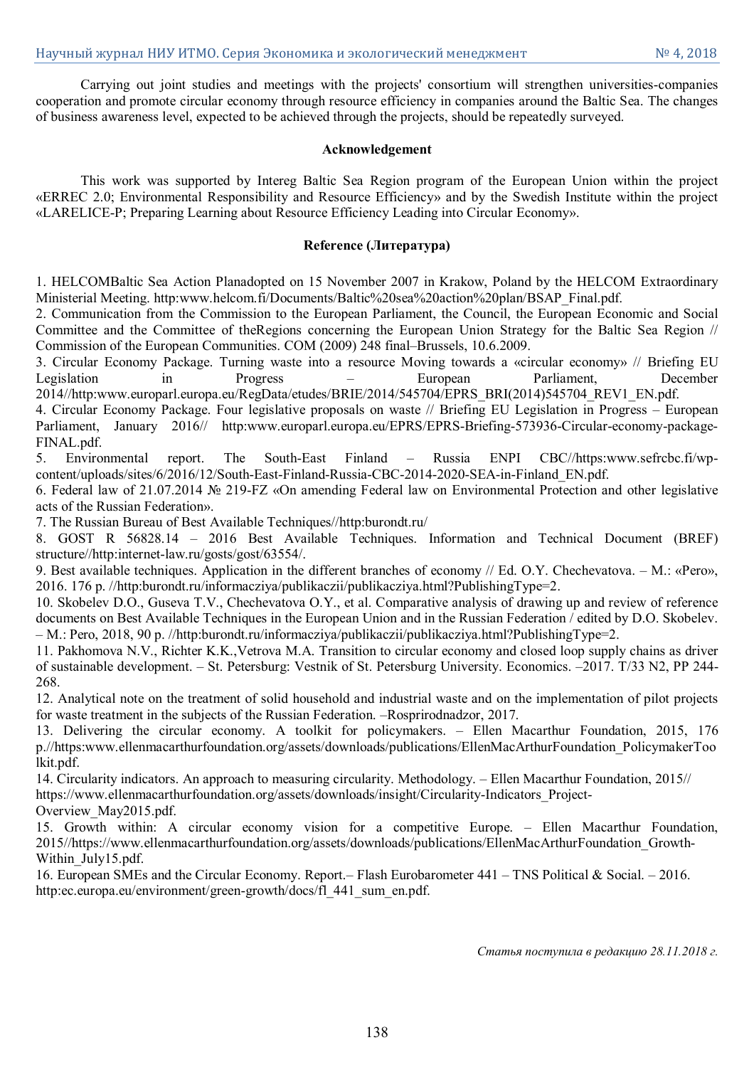Carrying out joint studies and meetings with the projects' consortium will strengthen universities-companies cooperation and promote circular economy through resource efficiency in companies around the Baltic Sea. The changes of business awareness level, expected to be achieved through the projects, should be repeatedly surveyed.

**Acknowledgement**

This work was supported by Intereg Baltic Sea Region program of the European Union within the project «ERREC 2.0; Environmental Responsibility and Resource Efficiency» and by the Swedish Institute within the project «LARELICE-P; Preparing Learning about Resource Efficiency Leading into Circular Economy».

**Reference (Литература)**

1. HELCOMBaltic Sea Action Planadopted on 15 November 2007 in Krakow, Poland by the HELCOM Extraordinary Ministerial Meeting. http:www.helcom.fi/Documents/Baltic%20sea%20action%20plan/BSAP_Final.pdf.
2. Communication from the Commission to the European Parliament, the Council, the European Economic and Social Committee and the Committee of theRegions concerning the European Union Strategy for the Baltic Sea Region // Commission of the European Communities. COM (2009) 248 final–Brussels, 10.6.2009.
3. Circular Economy Package. Turning waste into a resource Moving towards a «circular economy» // Briefing EU Legislation in Progress – European Parliament, December 2014//http:www.europarl.europa.eu/RegData/etudes/BRIE/2014/545704/EPRS_BRI(2014)545704_REV1_EN.pdf.
4. Circular Economy Package. Four legislative proposals on waste // Briefing EU Legislation in Progress – European Parliament, January 2016// http:www.europarl.europa.eu/EPRS/EPRS-Briefing-573936-Circular-economy-package-FINAL.pdf.
5. Environmental report. The South-East Finland – Russia ENPI CBC//https:www.sefrcbc.fi/wp-content/uploads/sites/6/2016/12/South-East-Finland-Russia-CBC-2014-2020-SEA-in-Finland_EN.pdf.
6. Federal law of 21.07.2014 № 219-FZ «On amending Federal law on Environmental Protection and other legislative acts of the Russian Federation».
7. The Russian Bureau of Best Available Techniques//http:burondt.ru/
8. GOST R 56828.14 – 2016 Best Available Techniques. Information and Technical Document (BREF) structure//http:internet-law.ru/gosts/gost/63554/.
9. Best available techniques. Application in the different branches of economy // Ed. O.Y. Chechevatova. – M.: «Pero», 2016. 176 p. //http:burondt.ru/informacziya/publikaczii/publikacziya.html?PublishingType=2.
10. Skobelev D.O., Guseva T.V., Chechevatova O.Y., et al. Comparative analysis of drawing up and review of reference documents on Best Available Techniques in the European Union and in the Russian Federation / edited by D.O. Skobelev. – M.: Pero, 2018, 90 p. //http:burondt.ru/informacziya/publikaczii/publikacziya.html?PublishingType=2.
11. Pakhomova N.V., Richter K.K.,Vetrova M.A. Transition to circular economy and closed loop supply chains as driver of sustainable development. – St. Petersburg: Vestnik of St. Petersburg University. Economics. –2017. T/33 N2, PP 244-268.
12. Analytical note on the treatment of solid household and industrial waste and on the implementation of pilot projects for waste treatment in the subjects of the Russian Federation. –Rosprirodnadzor, 2017.
13. Delivering the circular economy. A toolkit for policymakers. – Ellen Macarthur Foundation, 2015, 176 p.//https:www.ellenmacarthurfoundation.org/assets/downloads/publications/EllenMacArthurFoundation_PolicymakerToolkit.pdf.
14. Circularity indicators. An approach to measuring circularity. Methodology. – Ellen Macarthur Foundation, 2015// https://www.ellenmacarthurfoundation.org/assets/downloads/insight/Circularity-Indicators_Project-Overview_May2015.pdf.
15. Growth within: A circular economy vision for a competitive Europe. – Ellen Macarthur Foundation, 2015//https://www.ellenmacarthurfoundation.org/assets/downloads/publications/EllenMacArthurFoundation_Growth-Within_July15.pdf.
16. European SMEs and the Circular Economy. Report.– Flash Eurobarometer 441 – TNS Political & Social. – 2016. http:ec.europa.eu/environment/green-growth/docs/fl_441_sum_en.pdf.

*Статья поступила в редакцию 28.11.2018 г.*